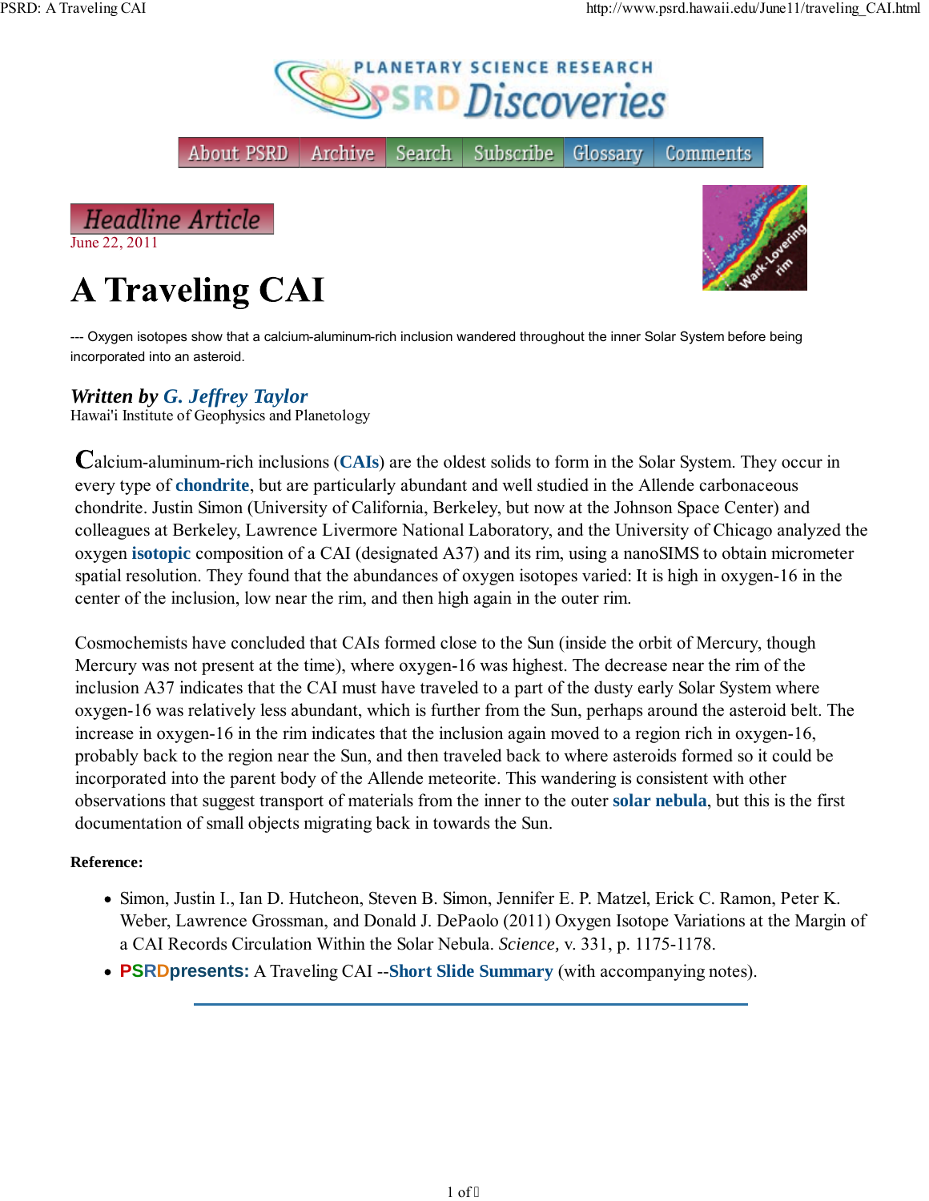Headline Article

June 22, 2011

# A Traveling CAI

--- Oxygen isotopes show that a calcium-aluminum-rich inclusion wandered throughout the inner Solar System before being incorporated into an asteroid.

***Written by G. Jeffrey Taylor***
Hawai'i Institute of Geophysics and Planetology

Calcium-aluminum-rich inclusions (**CAIs**) are the oldest solids to form in the Solar System. They occur in every type of **chondrite**, but are particularly abundant and well studied in the Allende carbonaceous chondrite. Justin Simon (University of California, Berkeley, but now at the Johnson Space Center) and colleagues at Berkeley, Lawrence Livermore National Laboratory, and the University of Chicago analyzed the oxygen **isotopic** composition of a CAI (designated A37) and its rim, using a nanoSIMS to obtain micrometer spatial resolution. They found that the abundances of oxygen isotopes varied: It is high in oxygen-16 in the center of the inclusion, low near the rim, and then high again in the outer rim.

Cosmochemists have concluded that CAIs formed close to the Sun (inside the orbit of Mercury, though Mercury was not present at the time), where oxygen-16 was highest. The decrease near the rim of the inclusion A37 indicates that the CAI must have traveled to a part of the dusty early Solar System where oxygen-16 was relatively less abundant, which is further from the Sun, perhaps around the asteroid belt. The increase in oxygen-16 in the rim indicates that the inclusion again moved to a region rich in oxygen-16, probably back to the region near the Sun, and then traveled back to where asteroids formed so it could be incorporated into the parent body of the Allende meteorite. This wandering is consistent with other observations that suggest transport of materials from the inner to the outer **solar nebula**, but this is the first documentation of small objects migrating back in towards the Sun.

**Reference:**

- Simon, Justin I., Ian D. Hutcheon, Steven B. Simon, Jennifer E. P. Matzel, Erick C. Ramon, Peter K. Weber, Lawrence Grossman, and Donald J. DePaolo (2011) Oxygen Isotope Variations at the Margin of a CAI Records Circulation Within the Solar Nebula. *Science,* v. 331, p. 1175-1178.
- **PSRDpresents:** A Traveling CAI --**Short Slide Summary** (with accompanying notes).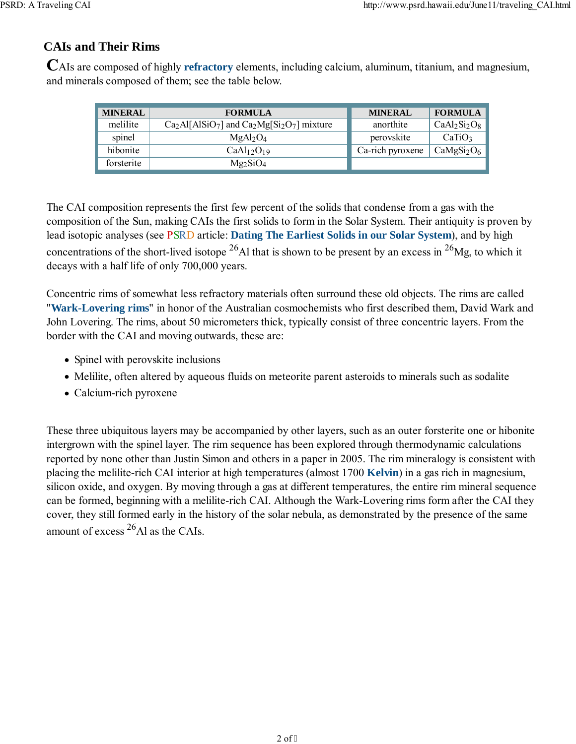## CAIs and Their Rims

CAIs are composed of highly **refractory** elements, including calcium, aluminum, titanium, and magnesium, and minerals composed of them; see the table below.

| MINERAL | FORMULA | MINERAL | FORMULA |
|---|---|---|---|
| melilite | $Ca_2Al[AlSiO_7]$ and $Ca_2Mg[Si_2O_7]$ mixture | anorthite | $CaAl_2Si_2O_8$ |
| spinel | $MgAl_2O_4$ | perovskite | $CaTiO_3$ |
| hibonite | $CaAl_{12}O_{19}$ | Ca-rich pyroxene | $CaMgSi_2O_6$ |
| forsterite | $Mg_2SiO_4$ | | |

The CAI composition represents the first few percent of the solids that condense from a gas with the composition of the Sun, making CAIs the first solids to form in the Solar System. Their antiquity is proven by lead isotopic analyses (see PSRD article: **Dating The Earliest Solids in our Solar System**), and by high concentrations of the short-lived isotope $^{26}Al$ that is shown to be present by an excess in $^{26}Mg$, to which it decays with a half life of only 700,000 years.

Concentric rims of somewhat less refractory materials often surround these old objects. The rims are called "**Wark-Lovering rims**" in honor of the Australian cosmochemists who first described them, David Wark and John Lovering. The rims, about 50 micrometers thick, typically consist of three concentric layers. From the border with the CAI and moving outwards, these are:

- Spinel with perovskite inclusions
- Melilite, often altered by aqueous fluids on meteorite parent asteroids to minerals such as sodalite
- Calcium-rich pyroxene

These three ubiquitous layers may be accompanied by other layers, such as an outer forsterite one or hibonite intergrown with the spinel layer. The rim sequence has been explored through thermodynamic calculations reported by none other than Justin Simon and others in a paper in 2005. The rim mineralogy is consistent with placing the melilite-rich CAI interior at high temperatures (almost 1700 **Kelvin**) in a gas rich in magnesium, silicon oxide, and oxygen. By moving through a gas at different temperatures, the entire rim mineral sequence can be formed, beginning with a melilite-rich CAI. Although the Wark-Lovering rims form after the CAI they cover, they still formed early in the history of the solar nebula, as demonstrated by the presence of the same amount of excess $^{26}Al$ as the CAIs.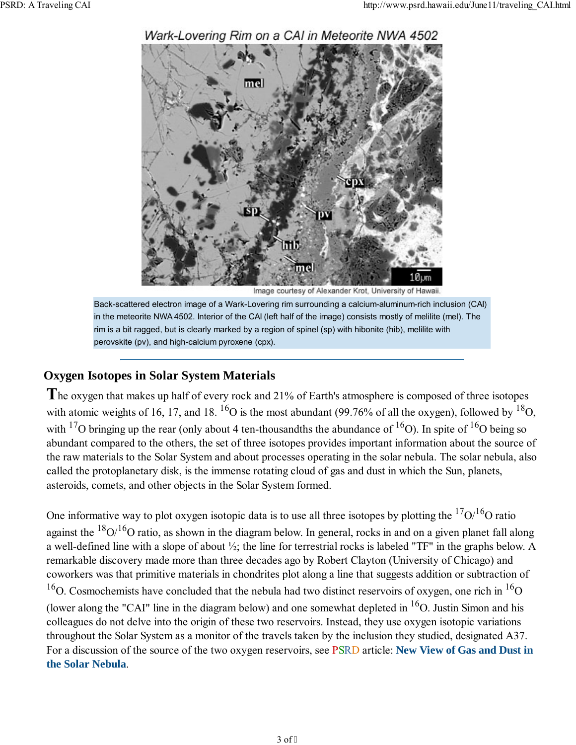Wark-Lovering Rim on a CAI in Meteorite NWA 4502

Image courtesy of Alexander Krot, University of Hawaii.

Back-scattered electron image of a Wark-Lovering rim surrounding a calcium-aluminum-rich inclusion (CAI) in the meteorite NWA 4502. Interior of the CAI (left half of the image) consists mostly of melilite (mel). The rim is a bit ragged, but is clearly marked by a region of spinel (sp) with hibonite (hib), melilite with perovskite (pv), and high-calcium pyroxene (cpx).

## Oxygen Isotopes in Solar System Materials

The oxygen that makes up half of every rock and 21% of Earth's atmosphere is composed of three isotopes with atomic weights of 16, 17, and 18. $^{16}O$ is the most abundant (99.76% of all the oxygen), followed by $^{18}O$, with $^{17}O$ bringing up the rear (only about 4 ten-thousandths the abundance of $^{16}O$). In spite of $^{16}O$ being so abundant compared to the others, the set of three isotopes provides important information about the source of the raw materials to the Solar System and about processes operating in the solar nebula. The solar nebula, also called the protoplanetary disk, is the immense rotating cloud of gas and dust in which the Sun, planets, asteroids, comets, and other objects in the Solar System formed.

One informative way to plot oxygen isotopic data is to use all three isotopes by plotting the $^{17}O/^{16}O$ ratio against the $^{18}O/^{16}O$ ratio, as shown in the diagram below. In general, rocks in and on a given planet fall along a well-defined line with a slope of about ½; the line for terrestrial rocks is labeled "TF" in the graphs below. A remarkable discovery made more than three decades ago by Robert Clayton (University of Chicago) and coworkers was that primitive materials in chondrites plot along a line that suggests addition or subtraction of $^{16}O$. Cosmochemists have concluded that the nebula had two distinct reservoirs of oxygen, one rich in $^{16}O$ (lower along the "CAI" line in the diagram below) and one somewhat depleted in $^{16}O$. Justin Simon and his colleagues do not delve into the origin of these two reservoirs. Instead, they use oxygen isotopic variations throughout the Solar System as a monitor of the travels taken by the inclusion they studied, designated A37. For a discussion of the source of the two oxygen reservoirs, see PSRD article: **New View of Gas and Dust in the Solar Nebula**.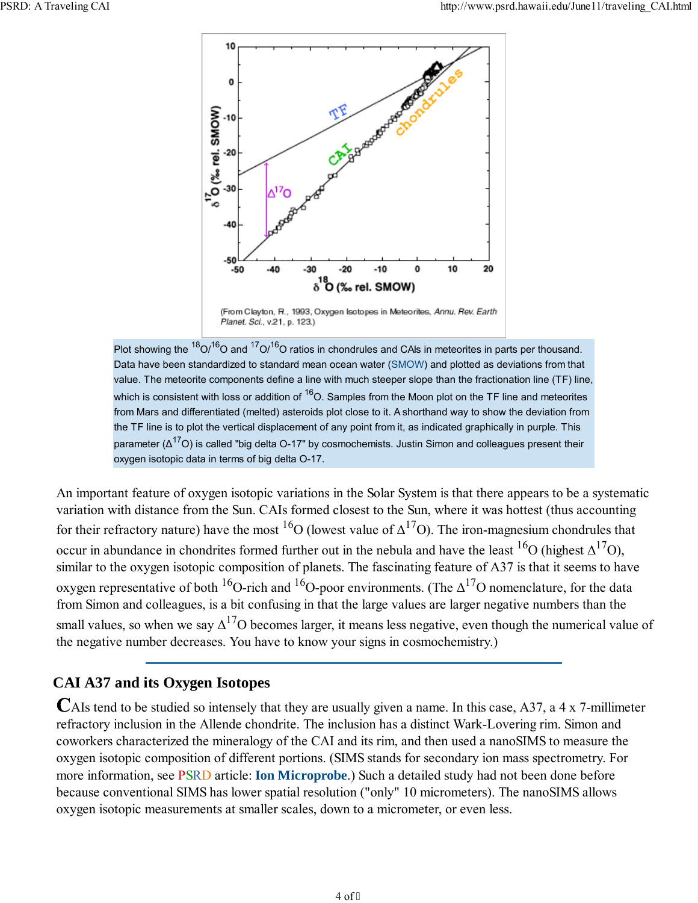(From Clayton, R., 1993, Oxygen Isotopes in Meteorites, *Annu. Rev. Earth Planet. Sci.*, v.21, p. 123.)

Plot showing the $^{18}O/^{16}O$ and $^{17}O/^{16}O$ ratios in chondrules and CAIs in meteorites in parts per thousand. Data have been standardized to standard mean ocean water (SMOW) and plotted as deviations from that value. The meteorite components define a line with much steeper slope than the fractionation line (TF) line, which is consistent with loss or addition of $^{16}O$. Samples from the Moon plot on the TF line and meteorites from Mars and differentiated (melted) asteroids plot close to it. A shorthand way to show the deviation from the TF line is to plot the vertical displacement of any point from it, as indicated graphically in purple. This parameter ($\Delta^{17}O$) is called "big delta O-17" by cosmochemists. Justin Simon and colleagues present their oxygen isotopic data in terms of big delta O-17.

An important feature of oxygen isotopic variations in the Solar System is that there appears to be a systematic variation with distance from the Sun. CAIs formed closest to the Sun, where it was hottest (thus accounting for their refractory nature) have the most $^{16}O$ (lowest value of $\Delta^{17}O$). The iron-magnesium chondrules that occur in abundance in chondrites formed further out in the nebula and have the least $^{16}O$ (highest $\Delta^{17}O$), similar to the oxygen isotopic composition of planets. The fascinating feature of A37 is that it seems to have oxygen representative of both $^{16}O$-rich and $^{16}O$-poor environments. (The $\Delta^{17}O$ nomenclature, for the data from Simon and colleagues, is a bit confusing in that the large values are larger negative numbers than the small values, so when we say $\Delta^{17}O$ becomes larger, it means less negative, even though the numerical value of the negative number decreases. You have to know your signs in cosmochemistry.)

## CAI A37 and its Oxygen Isotopes

CAIs tend to be studied so intensely that they are usually given a name. In this case, A37, a 4 x 7-millimeter refractory inclusion in the Allende chondrite. The inclusion has a distinct Wark-Lovering rim. Simon and coworkers characterized the mineralogy of the CAI and its rim, and then used a nanoSIMS to measure the oxygen isotopic composition of different portions. (SIMS stands for secondary ion mass spectrometry. For more information, see PSRD article: **Ion Microprobe**.) Such a detailed study had not been done before because conventional SIMS has lower spatial resolution ("only" 10 micrometers). The nanoSIMS allows oxygen isotopic measurements at smaller scales, down to a micrometer, or even less.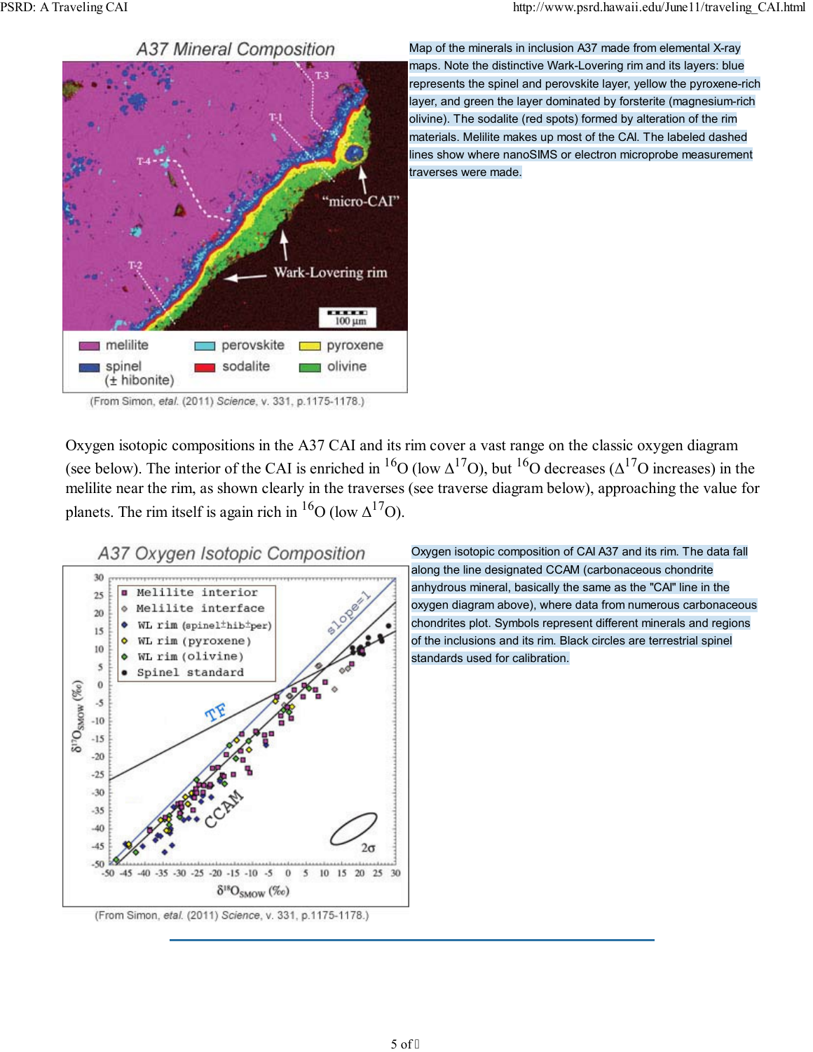Map of the minerals in inclusion A37 made from elemental X-ray maps. Note the distinctive Wark-Lovering rim and its layers: blue represents the spinel and perovskite layer, yellow the pyroxene-rich layer, and green the layer dominated by forsterite (magnesium-rich olivine). The sodalite (red spots) formed by alteration of the rim materials. Melilite makes up most of the CAI. The labeled dashed lines show where nanoSIMS or electron microprobe measurement traverses were made.

Oxygen isotopic compositions in the A37 CAI and its rim cover a vast range on the classic oxygen diagram (see below). The interior of the CAI is enriched in $^{16}$O (low $\Delta^{17}$O), but $^{16}$O decreases ($\Delta^{17}$O increases) in the melilite near the rim, as shown clearly in the traverses (see traverse diagram below), approaching the value for planets. The rim itself is again rich in $^{16}$O (low $\Delta^{17}$O).

Oxygen isotopic composition of CAI A37 and its rim. The data fall along the line designated CCAM (carbonaceous chondrite anhydrous mineral, basically the same as the "CAI" line in the oxygen diagram above), where data from numerous carbonaceous chondrites plot. Symbols represent different minerals and regions of the inclusions and its rim. Black circles are terrestrial spinel standards used for calibration.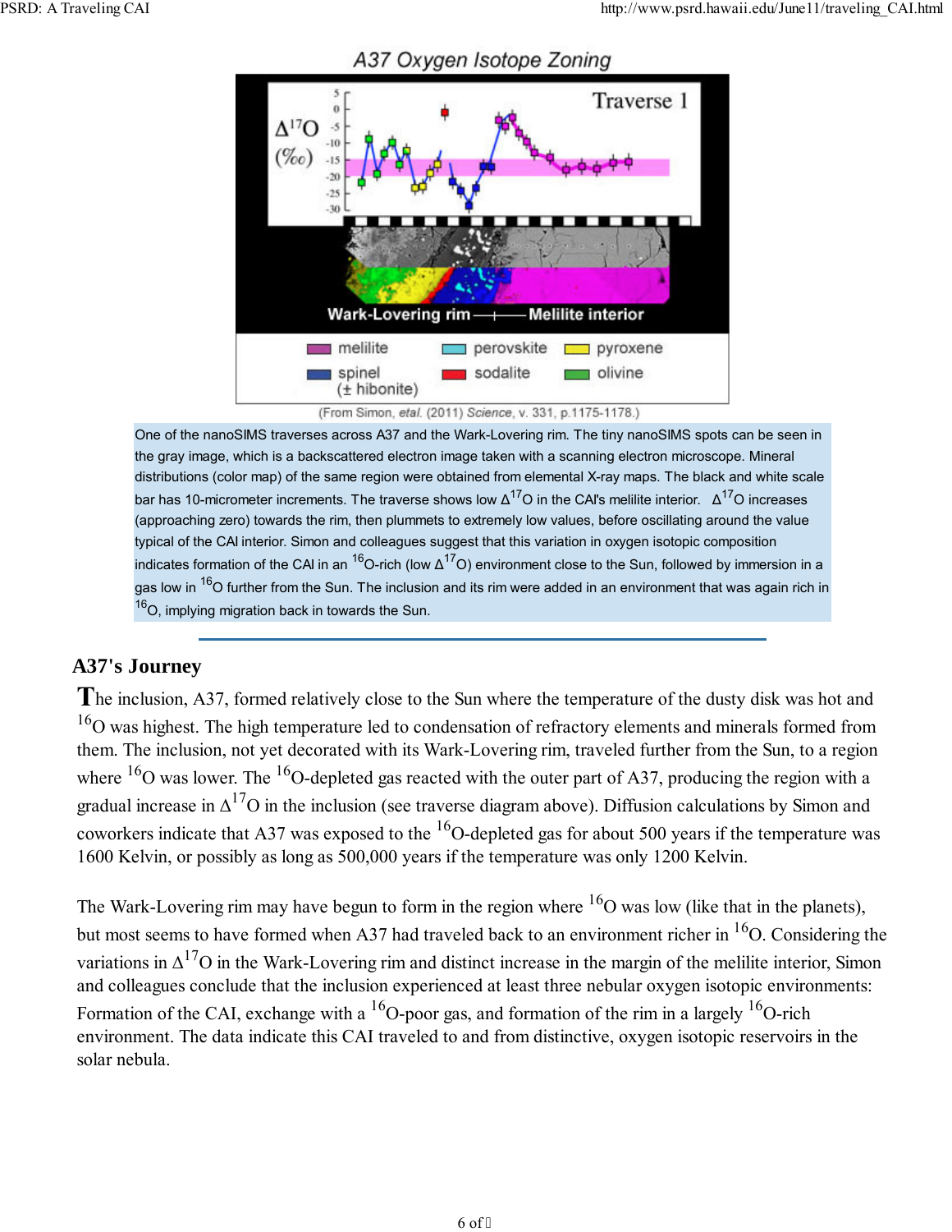A37 Oxygen Isotope Zoning

(From Simon, *etal.* (2011) *Science*, v. 331, p.1175-1178.)

One of the nanoSIMS traverses across A37 and the Wark-Lovering rim. The tiny nanoSIMS spots can be seen in the gray image, which is a backscattered electron image taken with a scanning electron microscope. Mineral distributions (color map) of the same region were obtained from elemental X-ray maps. The black and white scale bar has 10-micrometer increments. The traverse shows low $\Delta^{17}O$ in the CAI's melilite interior. $\Delta^{17}O$ increases (approaching zero) towards the rim, then plummets to extremely low values, before oscillating around the value typical of the CAI interior. Simon and colleagues suggest that this variation in oxygen isotopic composition indicates formation of the CAI in an $^{16}O$-rich (low $\Delta^{17}O$) environment close to the Sun, followed by immersion in a gas low in $^{16}O$ further from the Sun. The inclusion and its rim were added in an environment that was again rich in $^{16}O$, implying migration back in towards the Sun.

---

## A37's Journey

The inclusion, A37, formed relatively close to the Sun where the temperature of the dusty disk was hot and $^{16}O$ was highest. The high temperature led to condensation of refractory elements and minerals formed from them. The inclusion, not yet decorated with its Wark-Lovering rim, traveled further from the Sun, to a region where $^{16}O$ was lower. The $^{16}O$-depleted gas reacted with the outer part of A37, producing the region with a gradual increase in $\Delta^{17}O$ in the inclusion (see traverse diagram above). Diffusion calculations by Simon and coworkers indicate that A37 was exposed to the $^{16}O$-depleted gas for about 500 years if the temperature was 1600 Kelvin, or possibly as long as 500,000 years if the temperature was only 1200 Kelvin.

The Wark-Lovering rim may have begun to form in the region where $^{16}O$ was low (like that in the planets), but most seems to have formed when A37 had traveled back to an environment richer in $^{16}O$. Considering the variations in $\Delta^{17}O$ in the Wark-Lovering rim and distinct increase in the margin of the melilite interior, Simon and colleagues conclude that the inclusion experienced at least three nebular oxygen isotopic environments: Formation of the CAI, exchange with a $^{16}O$-poor gas, and formation of the rim in a largely $^{16}O$-rich environment. The data indicate this CAI traveled to and from distinctive, oxygen isotopic reservoirs in the solar nebula.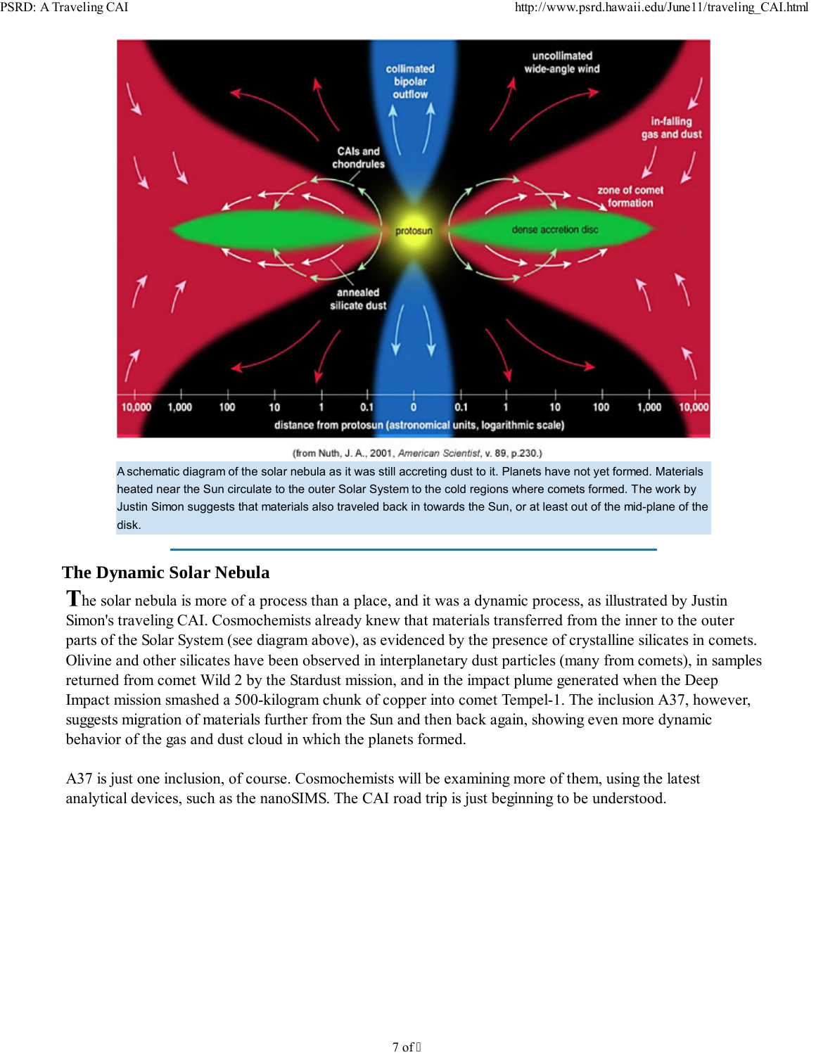(from Nuth, J. A., 2001, *American Scientist*, v. 89, p.230.)

A schematic diagram of the solar nebula as it was still accreting dust to it. Planets have not yet formed. Materials heated near the Sun circulate to the outer Solar System to the cold regions where comets formed. The work by Justin Simon suggests that materials also traveled back in towards the Sun, or at least out of the mid-plane of the disk.

---

## The Dynamic Solar Nebula

The solar nebula is more of a process than a place, and it was a dynamic process, as illustrated by Justin Simon's traveling CAI. Cosmochemists already knew that materials transferred from the inner to the outer parts of the Solar System (see diagram above), as evidenced by the presence of crystalline silicates in comets. Olivine and other silicates have been observed in interplanetary dust particles (many from comets), in samples returned from comet Wild 2 by the Stardust mission, and in the impact plume generated when the Deep Impact mission smashed a 500-kilogram chunk of copper into comet Tempel-1. The inclusion A37, however, suggests migration of materials further from the Sun and then back again, showing even more dynamic behavior of the gas and dust cloud in which the planets formed.

A37 is just one inclusion, of course. Cosmochemists will be examining more of them, using the latest analytical devices, such as the nanoSIMS. The CAI road trip is just beginning to be understood.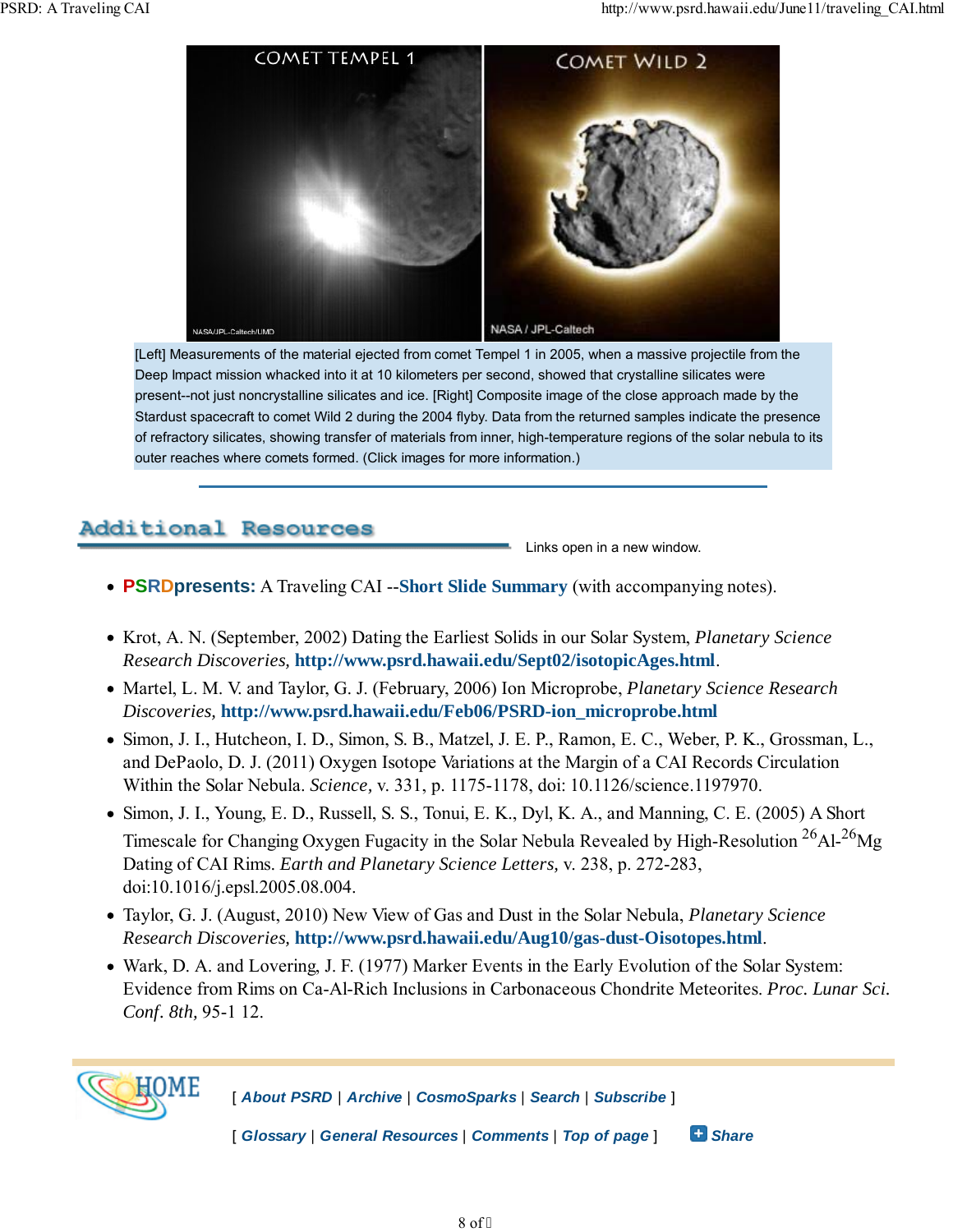[Left] Measurements of the material ejected from comet Tempel 1 in 2005, when a massive projectile from the Deep Impact mission whacked into it at 10 kilometers per second, showed that crystalline silicates were present--not just noncrystalline silicates and ice. [Right] Composite image of the close approach made by the Stardust spacecraft to comet Wild 2 during the 2004 flyby. Data from the returned samples indicate the presence of refractory silicates, showing transfer of materials from inner, high-temperature regions of the solar nebula to its outer reaches where comets formed. (Click images for more information.)

## Additional Resources

Links open in a new window.

- **PSRDpresents:** A Traveling CAI --**Short Slide Summary** (with accompanying notes).

- Krot, A. N. (September, 2002) Dating the Earliest Solids in our Solar System, *Planetary Science Research Discoveries,* **http://www.psrd.hawaii.edu/Sept02/isotopicAges.html**.
- Martel, L. M. V. and Taylor, G. J. (February, 2006) Ion Microprobe, *Planetary Science Research Discoveries,* **http://www.psrd.hawaii.edu/Feb06/PSRD-ion_microprobe.html**
- Simon, J. I., Hutcheon, I. D., Simon, S. B., Matzel, J. E. P., Ramon, E. C., Weber, P. K., Grossman, L., and DePaolo, D. J. (2011) Oxygen Isotope Variations at the Margin of a CAI Records Circulation Within the Solar Nebula. *Science,* v. 331, p. 1175-1178, doi: 10.1126/science.1197970.
- Simon, J. I., Young, E. D., Russell, S. S., Tonui, E. K., Dyl, K. A., and Manning, C. E. (2005) A Short Timescale for Changing Oxygen Fugacity in the Solar Nebula Revealed by High-Resolution $^{26}$Al-$^{26}$Mg Dating of CAI Rims. *Earth and Planetary Science Letters,* v. 238, p. 272-283, doi:10.1016/j.epsl.2005.08.004.
- Taylor, G. J. (August, 2010) New View of Gas and Dust in the Solar Nebula, *Planetary Science Research Discoveries,* **http://www.psrd.hawaii.edu/Aug10/gas-dust-Oisotopes.html**.
- Wark, D. A. and Lovering, J. F. (1977) Marker Events in the Early Evolution of the Solar System: Evidence from Rims on Ca-Al-Rich Inclusions in Carbonaceous Chondrite Meteorites. *Proc. Lunar Sci. Conf. 8th,* 95-1 12.

HOME

[ *About PSRD* | *Archive* | *CosmoSparks* | *Search* | *Subscribe* ]

[ *Glossary* | *General Resources* | *Comments* | *Top of page* ] *Share*